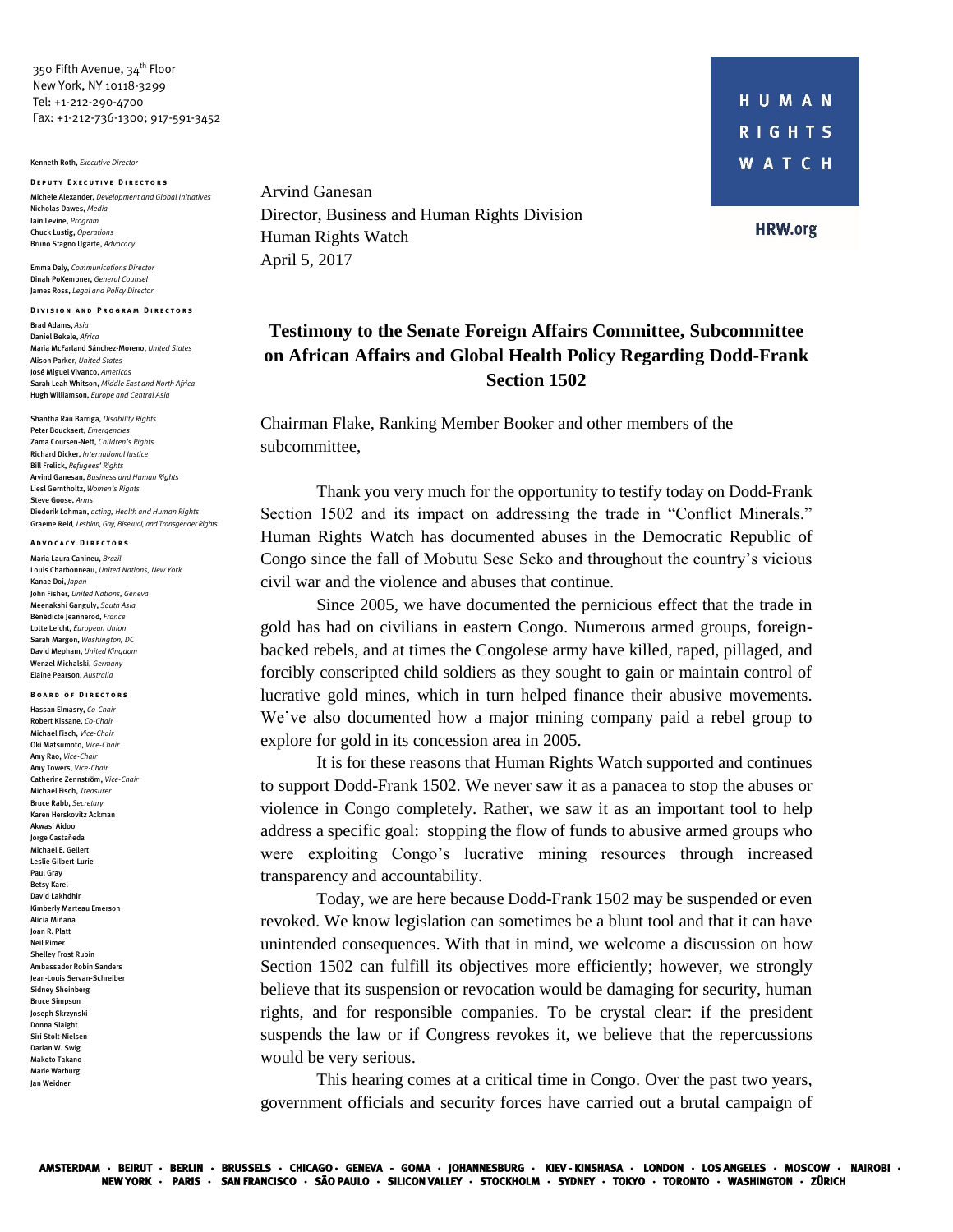350 Fifth Avenue, 34th Floor
New York, NY 10118-3299
Tel: +1-212-290-4700
Fax: +1-212-736-1300; 917-591-3452

Kenneth Roth, *Executive Director*

**DEPUTY EXECUTIVE DIRECTORS**

Michele Alexander, *Development and Global Initiatives*
Nicholas Dawes, *Media*
Iain Levine, *Program*
Chuck Lustig, *Operations*
Bruno Stagno Ugarte, *Advocacy*

Emma Daly, *Communications Director*
Dinah PoKempner, *General Counsel*
James Ross, *Legal and Policy Director*

**DIVISION AND PROGRAM DIRECTORS**

Brad Adams, *Asia*
Daniel Bekele, *Africa*
Maria McFarland Sánchez-Moreno, *United States*
Alison Parker, *United States*
José Miguel Vivanco, *Americas*
Sarah Leah Whitson, *Middle East and North Africa*
Hugh Williamson, *Europe and Central Asia*

Shantha Rau Barriga, *Disability Rights*
Peter Bouckaert, *Emergencies*
Zama Coursen-Neff, *Children's Rights*
Richard Dicker, *International Justice*
Bill Frelick, *Refugees' Rights*
Arvind Ganesan, *Business and Human Rights*
Liesl Gerntholtz, *Women's Rights*
Steve Goose, *Arms*
Diederik Lohman, *acting, Health and Human Rights*
Graeme Reid, *Lesbian, Gay, Bisexual, and Transgender Rights*

**ADVOCACY DIRECTORS**

Maria Laura Canineu, *Brazil*
Louis Charbonneau, *United Nations, New York*
Kanae Doi, *Japan*
John Fisher, *United Nations, Geneva*
Meenakshi Ganguly, *South Asia*
Bénédicte Jeannerod, *France*
Lotte Leicht, *European Union*
Sarah Margon, *Washington, DC*
David Mepham, *United Kingdom*
Wenzel Michalski, *Germany*
Elaine Pearson, *Australia*

**BOARD OF DIRECTORS**

Hassan Elmasry, *Co-Chair*
Robert Kissane, *Co-Chair*
Michael Fisch, *Vice-Chair*
Oki Matsumoto, *Vice-Chair*
Amy Rao, *Vice-Chair*
Amy Towers, *Vice-Chair*
Catherine Zennström, *Vice-Chair*
Michael Fisch, *Treasurer*
Bruce Rabb, *Secretary*
Karen Herskovitz Ackman
Akwasi Aidoo
Jorge Castañeda
Michael E. Gellert
Leslie Gilbert-Lurie
Paul Gray
Betsy Karel
David Lakhdhir
Kimberly Marteau Emerson
Alicia Miñana
Joan R. Platt
Neil Rimer
Shelley Frost Rubin
Ambassador Robin Sanders
Jean-Louis Servan-Schreiber
Sidney Sheinberg
Bruce Simpson
Joseph Skrzynski
Donna Slaight
Siri Stolt-Nielsen
Darian W. Swig
Makoto Takano
Marie Warburg
Jan Weidner

HUMAN RIGHTS WATCH

HRW.org

Arvind Ganesan
Director, Business and Human Rights Division
Human Rights Watch
April 5, 2017

# Testimony to the Senate Foreign Affairs Committee, Subcommittee on African Affairs and Global Health Policy Regarding Dodd-Frank Section 1502

Chairman Flake, Ranking Member Booker and other members of the subcommittee,

Thank you very much for the opportunity to testify today on Dodd-Frank Section 1502 and its impact on addressing the trade in "Conflict Minerals." Human Rights Watch has documented abuses in the Democratic Republic of Congo since the fall of Mobutu Sese Seko and throughout the country's vicious civil war and the violence and abuses that continue.

Since 2005, we have documented the pernicious effect that the trade in gold has had on civilians in eastern Congo. Numerous armed groups, foreign-backed rebels, and at times the Congolese army have killed, raped, pillaged, and forcibly conscripted child soldiers as they sought to gain or maintain control of lucrative gold mines, which in turn helped finance their abusive movements. We've also documented how a major mining company paid a rebel group to explore for gold in its concession area in 2005.

It is for these reasons that Human Rights Watch supported and continues to support Dodd-Frank 1502. We never saw it as a panacea to stop the abuses or violence in Congo completely. Rather, we saw it as an important tool to help address a specific goal: stopping the flow of funds to abusive armed groups who were exploiting Congo's lucrative mining resources through increased transparency and accountability.

Today, we are here because Dodd-Frank 1502 may be suspended or even revoked. We know legislation can sometimes be a blunt tool and that it can have unintended consequences. With that in mind, we welcome a discussion on how Section 1502 can fulfill its objectives more efficiently; however, we strongly believe that its suspension or revocation would be damaging for security, human rights, and for responsible companies. To be crystal clear: if the president suspends the law or if Congress revokes it, we believe that the repercussions would be very serious.

This hearing comes at a critical time in Congo. Over the past two years, government officials and security forces have carried out a brutal campaign of

AMSTERDAM · BEIRUT · BERLIN · BRUSSELS · CHICAGO · GENEVA · GOMA · JOHANNESBURG · KIEV - KINSHASA · LONDON · LOS ANGELES · MOSCOW · NAIROBI · NEW YORK · PARIS · SAN FRANCISCO · SÃO PAULO · SILICON VALLEY · STOCKHOLM · SYDNEY · TOKYO · TORONTO · WASHINGTON · ZÜRICH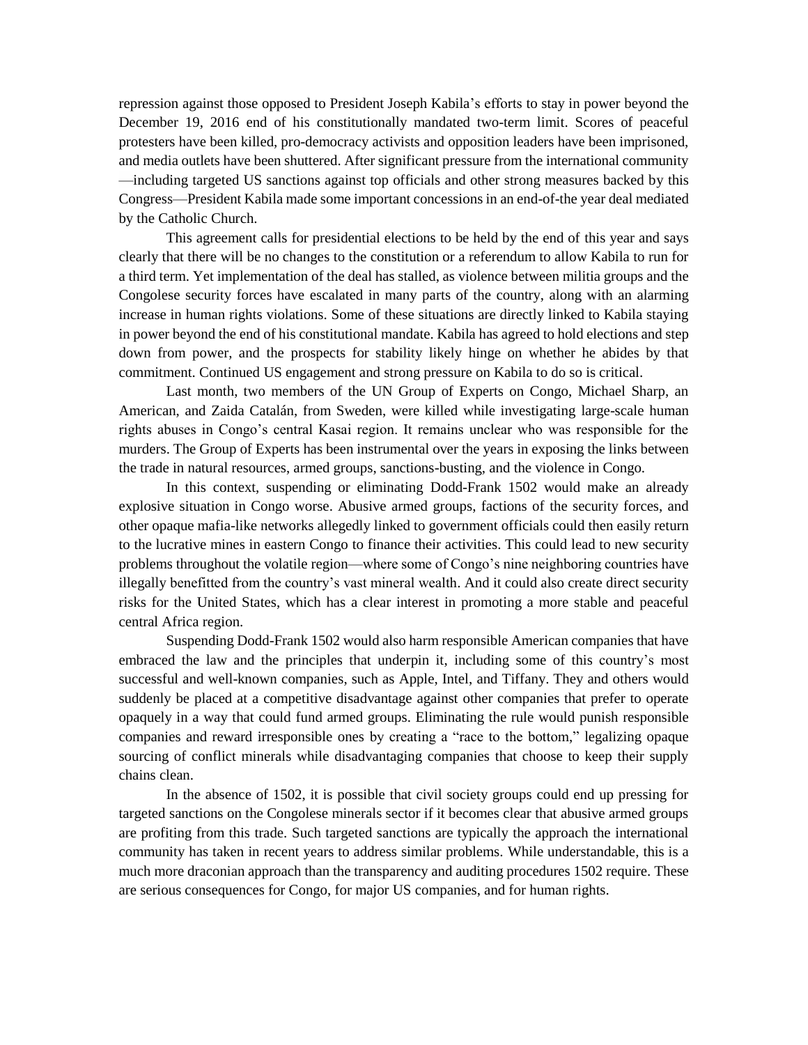repression against those opposed to President Joseph Kabila's efforts to stay in power beyond the December 19, 2016 end of his constitutionally mandated two-term limit. Scores of peaceful protesters have been killed, pro-democracy activists and opposition leaders have been imprisoned, and media outlets have been shuttered. After significant pressure from the international community—including targeted US sanctions against top officials and other strong measures backed by this Congress—President Kabila made some important concessions in an end-of-the year deal mediated by the Catholic Church.

This agreement calls for presidential elections to be held by the end of this year and says clearly that there will be no changes to the constitution or a referendum to allow Kabila to run for a third term. Yet implementation of the deal has stalled, as violence between militia groups and the Congolese security forces have escalated in many parts of the country, along with an alarming increase in human rights violations. Some of these situations are directly linked to Kabila staying in power beyond the end of his constitutional mandate. Kabila has agreed to hold elections and step down from power, and the prospects for stability likely hinge on whether he abides by that commitment. Continued US engagement and strong pressure on Kabila to do so is critical.

Last month, two members of the UN Group of Experts on Congo, Michael Sharp, an American, and Zaida Catalán, from Sweden, were killed while investigating large-scale human rights abuses in Congo's central Kasai region. It remains unclear who was responsible for the murders. The Group of Experts has been instrumental over the years in exposing the links between the trade in natural resources, armed groups, sanctions-busting, and the violence in Congo.

In this context, suspending or eliminating Dodd-Frank 1502 would make an already explosive situation in Congo worse. Abusive armed groups, factions of the security forces, and other opaque mafia-like networks allegedly linked to government officials could then easily return to the lucrative mines in eastern Congo to finance their activities. This could lead to new security problems throughout the volatile region—where some of Congo's nine neighboring countries have illegally benefitted from the country's vast mineral wealth. And it could also create direct security risks for the United States, which has a clear interest in promoting a more stable and peaceful central Africa region.

Suspending Dodd-Frank 1502 would also harm responsible American companies that have embraced the law and the principles that underpin it, including some of this country's most successful and well-known companies, such as Apple, Intel, and Tiffany. They and others would suddenly be placed at a competitive disadvantage against other companies that prefer to operate opaquely in a way that could fund armed groups. Eliminating the rule would punish responsible companies and reward irresponsible ones by creating a "race to the bottom," legalizing opaque sourcing of conflict minerals while disadvantaging companies that choose to keep their supply chains clean.

In the absence of 1502, it is possible that civil society groups could end up pressing for targeted sanctions on the Congolese minerals sector if it becomes clear that abusive armed groups are profiting from this trade. Such targeted sanctions are typically the approach the international community has taken in recent years to address similar problems. While understandable, this is a much more draconian approach than the transparency and auditing procedures 1502 require. These are serious consequences for Congo, for major US companies, and for human rights.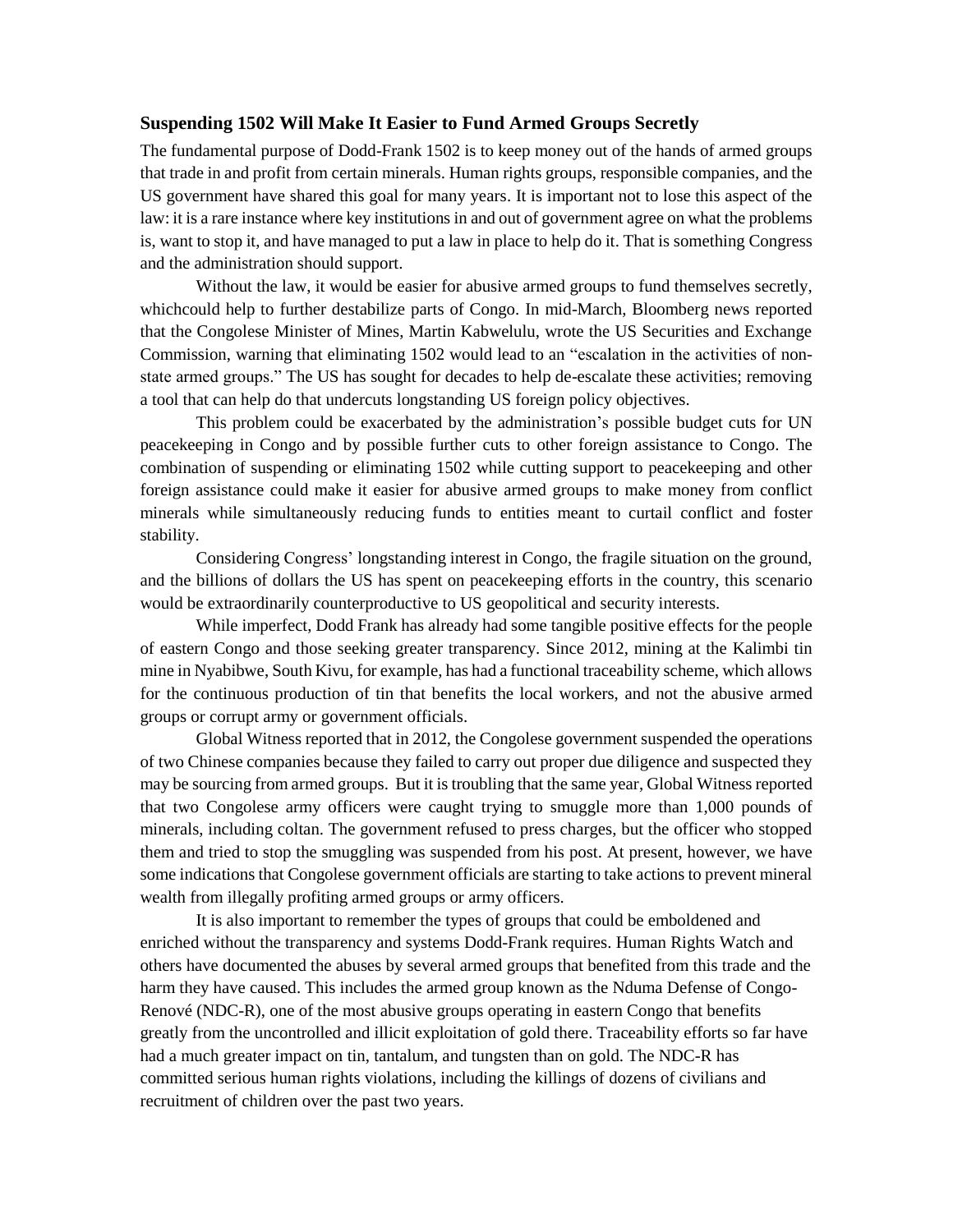### **Suspending 1502 Will Make It Easier to Fund Armed Groups Secretly**

The fundamental purpose of Dodd-Frank 1502 is to keep money out of the hands of armed groups that trade in and profit from certain minerals. Human rights groups, responsible companies, and the US government have shared this goal for many years. It is important not to lose this aspect of the law: it is a rare instance where key institutions in and out of government agree on what the problems is, want to stop it, and have managed to put a law in place to help do it. That is something Congress and the administration should support.

Without the law, it would be easier for abusive armed groups to fund themselves secretly, whichcould help to further destabilize parts of Congo. In mid-March, Bloomberg news reported that the Congolese Minister of Mines, Martin Kabwelulu, wrote the US Securities and Exchange Commission, warning that eliminating 1502 would lead to an "escalation in the activities of non-state armed groups." The US has sought for decades to help de-escalate these activities; removing a tool that can help do that undercuts longstanding US foreign policy objectives.

This problem could be exacerbated by the administration's possible budget cuts for UN peacekeeping in Congo and by possible further cuts to other foreign assistance to Congo. The combination of suspending or eliminating 1502 while cutting support to peacekeeping and other foreign assistance could make it easier for abusive armed groups to make money from conflict minerals while simultaneously reducing funds to entities meant to curtail conflict and foster stability.

Considering Congress' longstanding interest in Congo, the fragile situation on the ground, and the billions of dollars the US has spent on peacekeeping efforts in the country, this scenario would be extraordinarily counterproductive to US geopolitical and security interests.

While imperfect, Dodd Frank has already had some tangible positive effects for the people of eastern Congo and those seeking greater transparency. Since 2012, mining at the Kalimbi tin mine in Nyabibwe, South Kivu, for example, has had a functional traceability scheme, which allows for the continuous production of tin that benefits the local workers, and not the abusive armed groups or corrupt army or government officials.

Global Witness reported that in 2012, the Congolese government suspended the operations of two Chinese companies because they failed to carry out proper due diligence and suspected they may be sourcing from armed groups. But it is troubling that the same year, Global Witness reported that two Congolese army officers were caught trying to smuggle more than 1,000 pounds of minerals, including coltan. The government refused to press charges, but the officer who stopped them and tried to stop the smuggling was suspended from his post. At present, however, we have some indications that Congolese government officials are starting to take actions to prevent mineral wealth from illegally profiting armed groups or army officers.

It is also important to remember the types of groups that could be emboldened and enriched without the transparency and systems Dodd-Frank requires. Human Rights Watch and others have documented the abuses by several armed groups that benefited from this trade and the harm they have caused. This includes the armed group known as the Nduma Defense of Congo-Renové (NDC-R), one of the most abusive groups operating in eastern Congo that benefits greatly from the uncontrolled and illicit exploitation of gold there. Traceability efforts so far have had a much greater impact on tin, tantalum, and tungsten than on gold. The NDC-R has committed serious human rights violations, including the killings of dozens of civilians and recruitment of children over the past two years.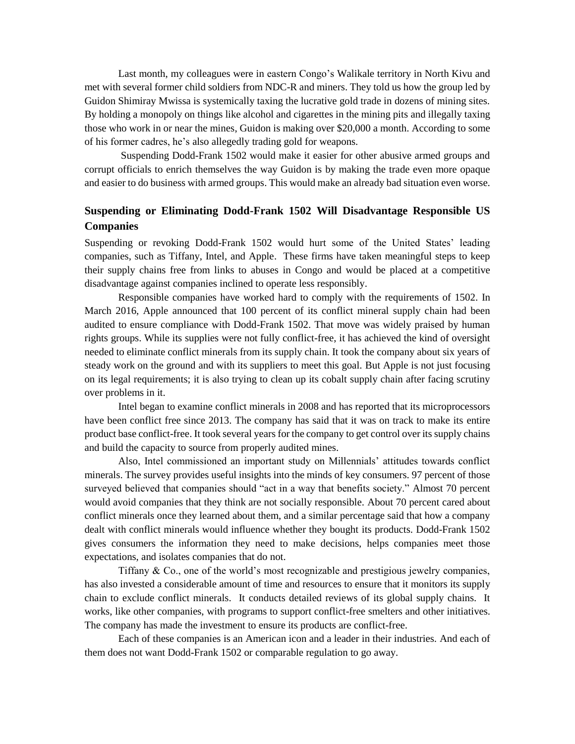Last month, my colleagues were in eastern Congo's Walikale territory in North Kivu and met with several former child soldiers from NDC-R and miners. They told us how the group led by Guidon Shimiray Mwissa is systemically taxing the lucrative gold trade in dozens of mining sites. By holding a monopoly on things like alcohol and cigarettes in the mining pits and illegally taxing those who work in or near the mines, Guidon is making over $20,000 a month. According to some of his former cadres, he's also allegedly trading gold for weapons.

Suspending Dodd-Frank 1502 would make it easier for other abusive armed groups and corrupt officials to enrich themselves the way Guidon is by making the trade even more opaque and easier to do business with armed groups. This would make an already bad situation even worse.

## Suspending or Eliminating Dodd-Frank 1502 Will Disadvantage Responsible US Companies

Suspending or revoking Dodd-Frank 1502 would hurt some of the United States' leading companies, such as Tiffany, Intel, and Apple. These firms have taken meaningful steps to keep their supply chains free from links to abuses in Congo and would be placed at a competitive disadvantage against companies inclined to operate less responsibly.

Responsible companies have worked hard to comply with the requirements of 1502. In March 2016, Apple announced that 100 percent of its conflict mineral supply chain had been audited to ensure compliance with Dodd-Frank 1502. That move was widely praised by human rights groups. While its supplies were not fully conflict-free, it has achieved the kind of oversight needed to eliminate conflict minerals from its supply chain. It took the company about six years of steady work on the ground and with its suppliers to meet this goal. But Apple is not just focusing on its legal requirements; it is also trying to clean up its cobalt supply chain after facing scrutiny over problems in it.

Intel began to examine conflict minerals in 2008 and has reported that its microprocessors have been conflict free since 2013. The company has said that it was on track to make its entire product base conflict-free. It took several years for the company to get control over its supply chains and build the capacity to source from properly audited mines.

Also, Intel commissioned an important study on Millennials' attitudes towards conflict minerals. The survey provides useful insights into the minds of key consumers. 97 percent of those surveyed believed that companies should "act in a way that benefits society." Almost 70 percent would avoid companies that they think are not socially responsible. About 70 percent cared about conflict minerals once they learned about them, and a similar percentage said that how a company dealt with conflict minerals would influence whether they bought its products. Dodd-Frank 1502 gives consumers the information they need to make decisions, helps companies meet those expectations, and isolates companies that do not.

Tiffany & Co., one of the world's most recognizable and prestigious jewelry companies, has also invested a considerable amount of time and resources to ensure that it monitors its supply chain to exclude conflict minerals. It conducts detailed reviews of its global supply chains. It works, like other companies, with programs to support conflict-free smelters and other initiatives. The company has made the investment to ensure its products are conflict-free.

Each of these companies is an American icon and a leader in their industries. And each of them does not want Dodd-Frank 1502 or comparable regulation to go away.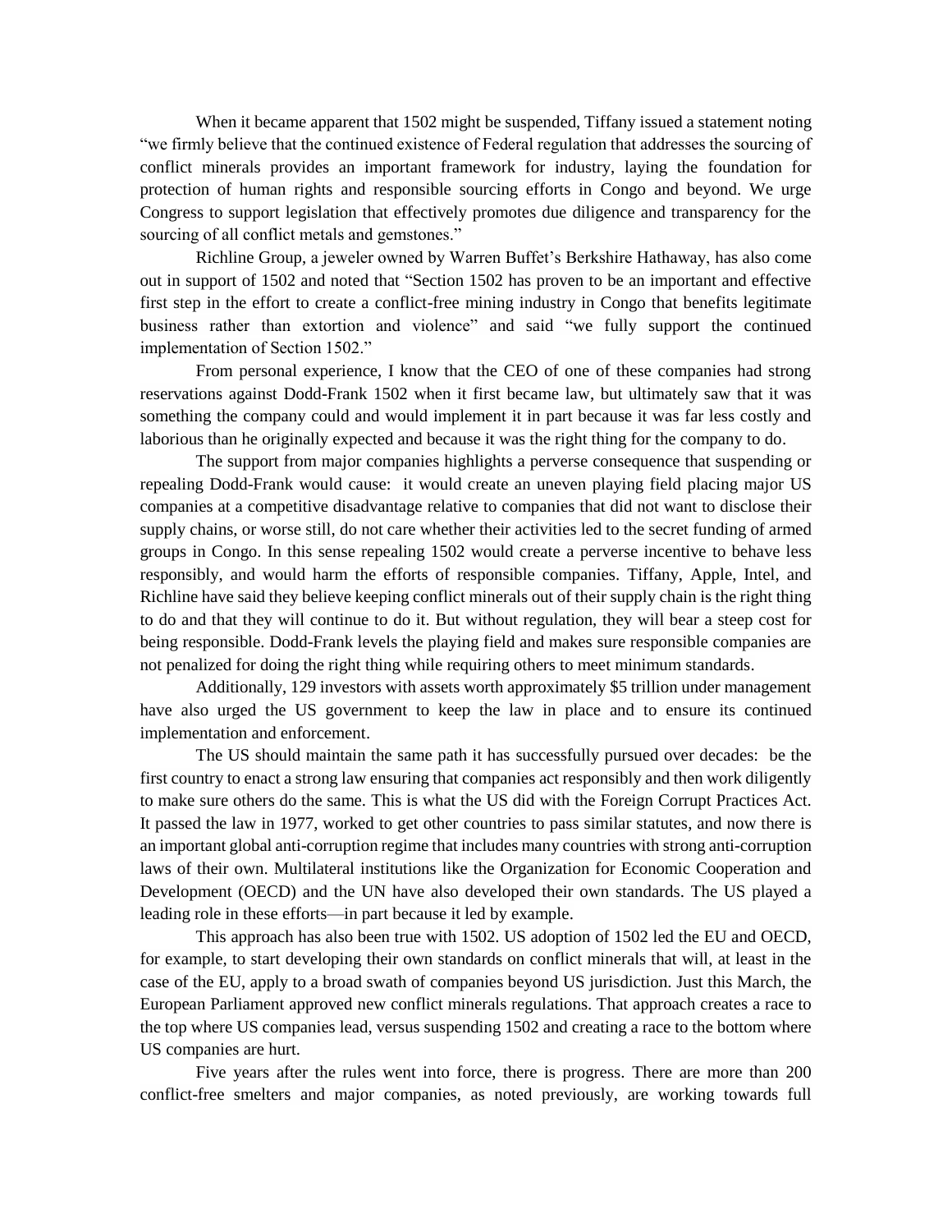When it became apparent that 1502 might be suspended, Tiffany issued a statement noting "we firmly believe that the continued existence of Federal regulation that addresses the sourcing of conflict minerals provides an important framework for industry, laying the foundation for protection of human rights and responsible sourcing efforts in Congo and beyond. We urge Congress to support legislation that effectively promotes due diligence and transparency for the sourcing of all conflict metals and gemstones."

Richline Group, a jeweler owned by Warren Buffet's Berkshire Hathaway, has also come out in support of 1502 and noted that "Section 1502 has proven to be an important and effective first step in the effort to create a conflict-free mining industry in Congo that benefits legitimate business rather than extortion and violence" and said "we fully support the continued implementation of Section 1502."

From personal experience, I know that the CEO of one of these companies had strong reservations against Dodd-Frank 1502 when it first became law, but ultimately saw that it was something the company could and would implement it in part because it was far less costly and laborious than he originally expected and because it was the right thing for the company to do.

The support from major companies highlights a perverse consequence that suspending or repealing Dodd-Frank would cause: it would create an uneven playing field placing major US companies at a competitive disadvantage relative to companies that did not want to disclose their supply chains, or worse still, do not care whether their activities led to the secret funding of armed groups in Congo. In this sense repealing 1502 would create a perverse incentive to behave less responsibly, and would harm the efforts of responsible companies. Tiffany, Apple, Intel, and Richline have said they believe keeping conflict minerals out of their supply chain is the right thing to do and that they will continue to do it. But without regulation, they will bear a steep cost for being responsible. Dodd-Frank levels the playing field and makes sure responsible companies are not penalized for doing the right thing while requiring others to meet minimum standards.

Additionally, 129 investors with assets worth approximately $5 trillion under management have also urged the US government to keep the law in place and to ensure its continued implementation and enforcement.

The US should maintain the same path it has successfully pursued over decades: be the first country to enact a strong law ensuring that companies act responsibly and then work diligently to make sure others do the same. This is what the US did with the Foreign Corrupt Practices Act. It passed the law in 1977, worked to get other countries to pass similar statutes, and now there is an important global anti-corruption regime that includes many countries with strong anti-corruption laws of their own. Multilateral institutions like the Organization for Economic Cooperation and Development (OECD) and the UN have also developed their own standards. The US played a leading role in these efforts—in part because it led by example.

This approach has also been true with 1502. US adoption of 1502 led the EU and OECD, for example, to start developing their own standards on conflict minerals that will, at least in the case of the EU, apply to a broad swath of companies beyond US jurisdiction. Just this March, the European Parliament approved new conflict minerals regulations. That approach creates a race to the top where US companies lead, versus suspending 1502 and creating a race to the bottom where US companies are hurt.

Five years after the rules went into force, there is progress. There are more than 200 conflict-free smelters and major companies, as noted previously, are working towards full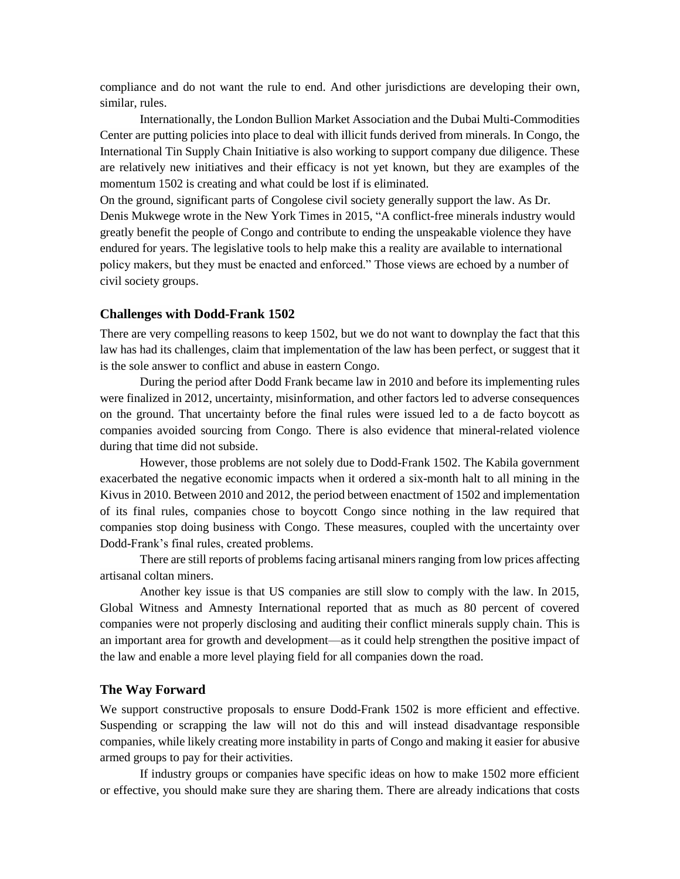compliance and do not want the rule to end. And other jurisdictions are developing their own, similar, rules.

Internationally, the London Bullion Market Association and the Dubai Multi-Commodities Center are putting policies into place to deal with illicit funds derived from minerals. In Congo, the International Tin Supply Chain Initiative is also working to support company due diligence. These are relatively new initiatives and their efficacy is not yet known, but they are examples of the momentum 1502 is creating and what could be lost if is eliminated.

On the ground, significant parts of Congolese civil society generally support the law. As Dr. Denis Mukwege wrote in the New York Times in 2015, "A conflict-free minerals industry would greatly benefit the people of Congo and contribute to ending the unspeakable violence they have endured for years. The legislative tools to help make this a reality are available to international policy makers, but they must be enacted and enforced." Those views are echoed by a number of civil society groups.

### Challenges with Dodd-Frank 1502

There are very compelling reasons to keep 1502, but we do not want to downplay the fact that this law has had its challenges, claim that implementation of the law has been perfect, or suggest that it is the sole answer to conflict and abuse in eastern Congo.

During the period after Dodd Frank became law in 2010 and before its implementing rules were finalized in 2012, uncertainty, misinformation, and other factors led to adverse consequences on the ground. That uncertainty before the final rules were issued led to a de facto boycott as companies avoided sourcing from Congo. There is also evidence that mineral-related violence during that time did not subside.

However, those problems are not solely due to Dodd-Frank 1502. The Kabila government exacerbated the negative economic impacts when it ordered a six-month halt to all mining in the Kivus in 2010. Between 2010 and 2012, the period between enactment of 1502 and implementation of its final rules, companies chose to boycott Congo since nothing in the law required that companies stop doing business with Congo. These measures, coupled with the uncertainty over Dodd-Frank's final rules, created problems.

There are still reports of problems facing artisanal miners ranging from low prices affecting artisanal coltan miners.

Another key issue is that US companies are still slow to comply with the law. In 2015, Global Witness and Amnesty International reported that as much as 80 percent of covered companies were not properly disclosing and auditing their conflict minerals supply chain. This is an important area for growth and development—as it could help strengthen the positive impact of the law and enable a more level playing field for all companies down the road.

### The Way Forward

We support constructive proposals to ensure Dodd-Frank 1502 is more efficient and effective. Suspending or scrapping the law will not do this and will instead disadvantage responsible companies, while likely creating more instability in parts of Congo and making it easier for abusive armed groups to pay for their activities.

If industry groups or companies have specific ideas on how to make 1502 more efficient or effective, you should make sure they are sharing them. There are already indications that costs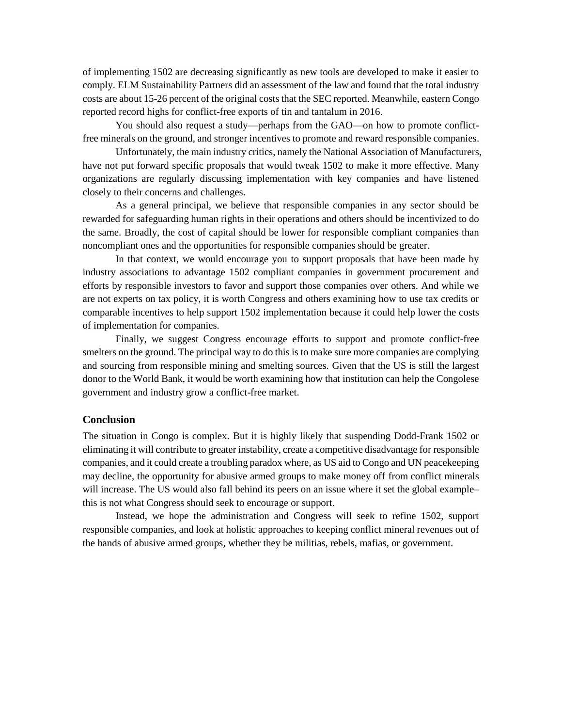of implementing 1502 are decreasing significantly as new tools are developed to make it easier to comply. ELM Sustainability Partners did an assessment of the law and found that the total industry costs are about 15-26 percent of the original costs that the SEC reported. Meanwhile, eastern Congo reported record highs for conflict-free exports of tin and tantalum in 2016.

You should also request a study—perhaps from the GAO—on how to promote conflict-free minerals on the ground, and stronger incentives to promote and reward responsible companies.

Unfortunately, the main industry critics, namely the National Association of Manufacturers, have not put forward specific proposals that would tweak 1502 to make it more effective. Many organizations are regularly discussing implementation with key companies and have listened closely to their concerns and challenges.

As a general principal, we believe that responsible companies in any sector should be rewarded for safeguarding human rights in their operations and others should be incentivized to do the same. Broadly, the cost of capital should be lower for responsible compliant companies than noncompliant ones and the opportunities for responsible companies should be greater.

In that context, we would encourage you to support proposals that have been made by industry associations to advantage 1502 compliant companies in government procurement and efforts by responsible investors to favor and support those companies over others. And while we are not experts on tax policy, it is worth Congress and others examining how to use tax credits or comparable incentives to help support 1502 implementation because it could help lower the costs of implementation for companies.

Finally, we suggest Congress encourage efforts to support and promote conflict-free smelters on the ground. The principal way to do this is to make sure more companies are complying and sourcing from responsible mining and smelting sources. Given that the US is still the largest donor to the World Bank, it would be worth examining how that institution can help the Congolese government and industry grow a conflict-free market.

### Conclusion

The situation in Congo is complex. But it is highly likely that suspending Dodd-Frank 1502 or eliminating it will contribute to greater instability, create a competitive disadvantage for responsible companies, and it could create a troubling paradox where, as US aid to Congo and UN peacekeeping may decline, the opportunity for abusive armed groups to make money off from conflict minerals will increase. The US would also fall behind its peers on an issue where it set the global example–this is not what Congress should seek to encourage or support.

Instead, we hope the administration and Congress will seek to refine 1502, support responsible companies, and look at holistic approaches to keeping conflict mineral revenues out of the hands of abusive armed groups, whether they be militias, rebels, mafias, or government.